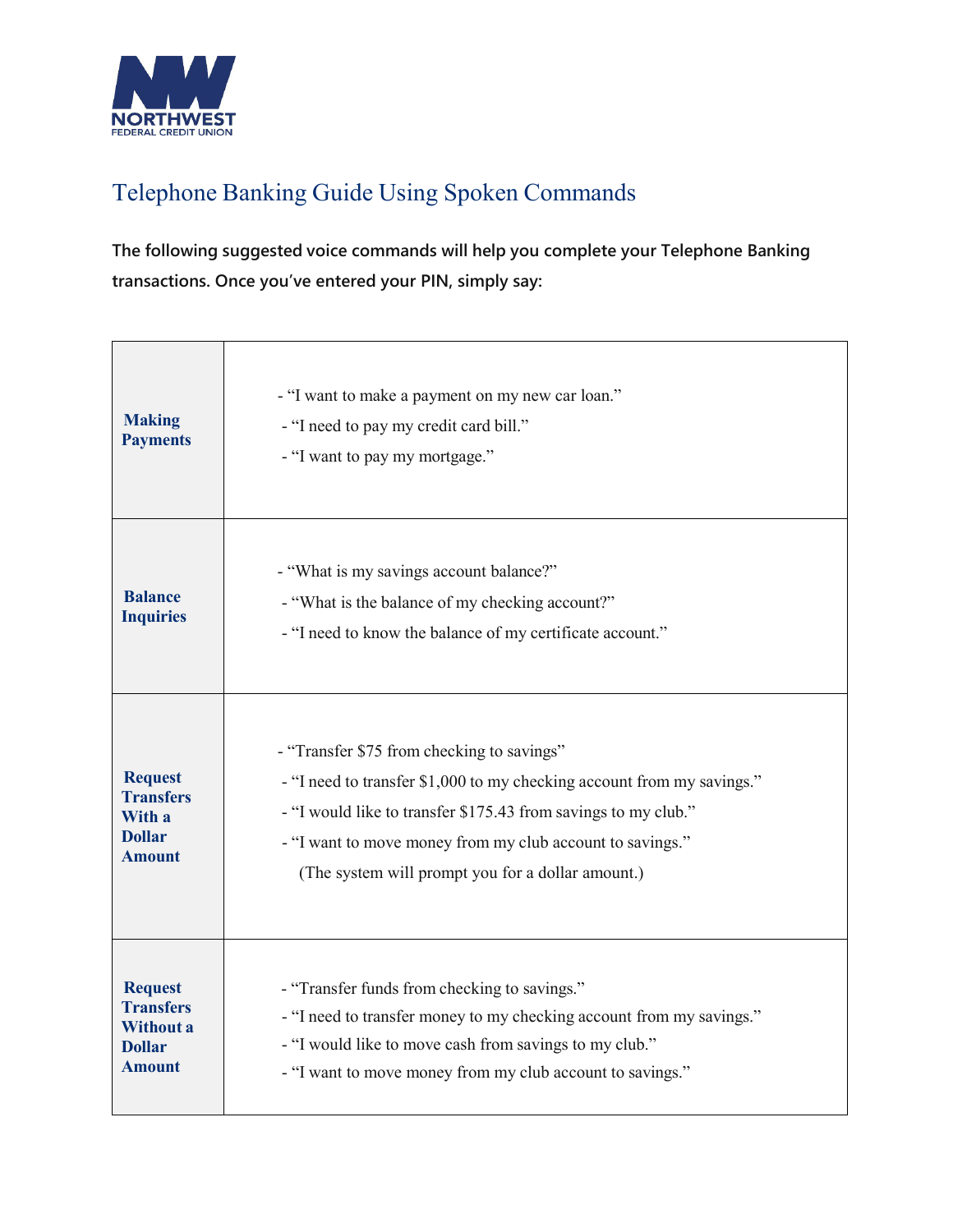NORTHWEST
FEDERAL CREDIT UNION

# Telephone Banking Guide Using Spoken Commands

**The following suggested voice commands will help you complete your Telephone Banking transactions. Once you've entered your PIN, simply say:**

| | |
|---|---|
| **Making Payments** | - "I want to make a payment on my new car loan."<br>- "I need to pay my credit card bill."<br>- "I want to pay my mortgage." |
| **Balance Inquiries** | - "What is my savings account balance?"<br>- "What is the balance of my checking account?"<br>- "I need to know the balance of my certificate account." |
| **Request Transfers With a Dollar Amount** | - "Transfer $75 from checking to savings"<br>- "I need to transfer $1,000 to my checking account from my savings."<br>- "I would like to transfer $175.43 from savings to my club."<br>- "I want to move money from my club account to savings."<br>(The system will prompt you for a dollar amount.) |
| **Request Transfers Without a Dollar Amount** | - "Transfer funds from checking to savings."<br>- "I need to transfer money to my checking account from my savings."<br>- "I would like to move cash from savings to my club."<br>- "I want to move money from my club account to savings." |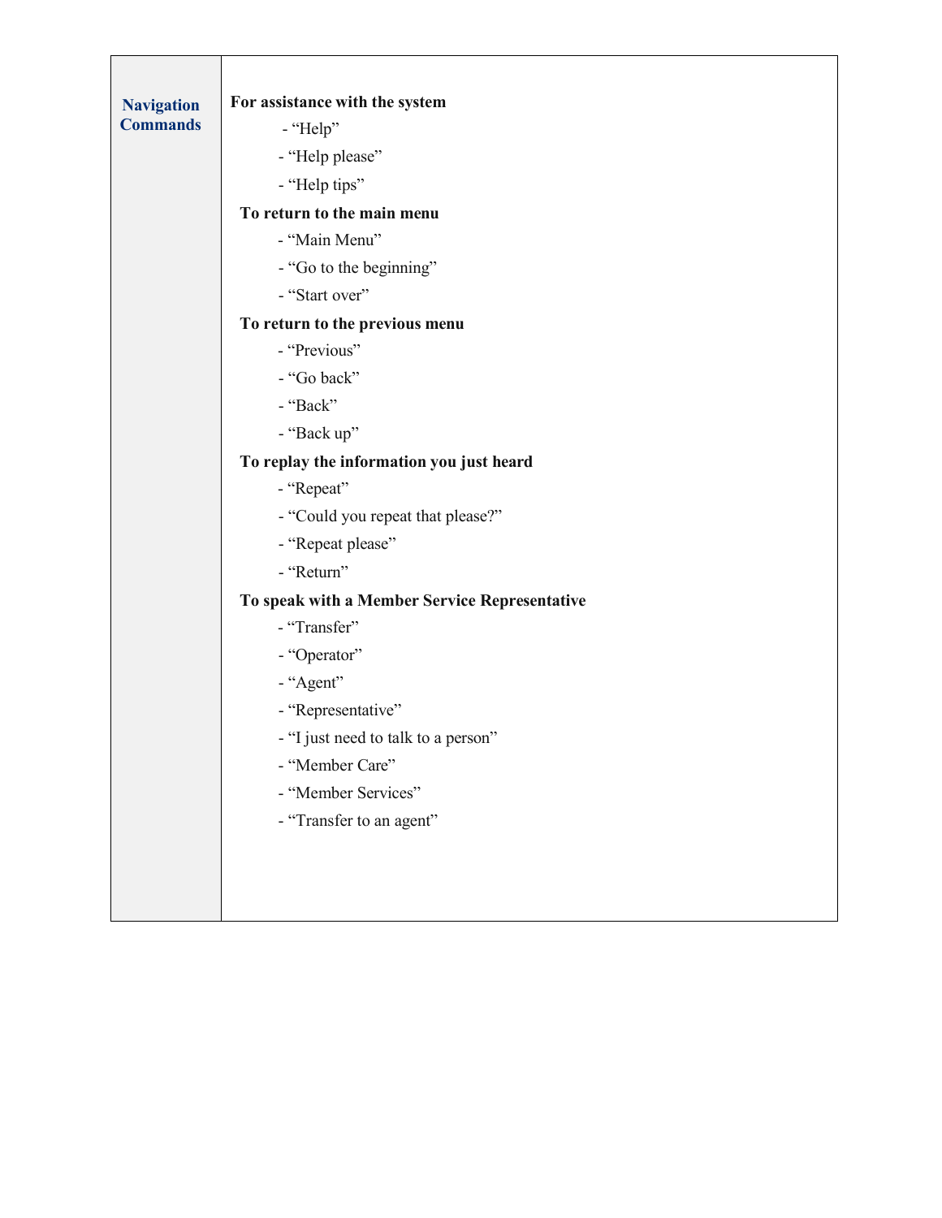| | |
| --- | --- |
| **Navigation Commands** | **For assistance with the system**<br>- "Help"<br>- "Help please"<br>- "Help tips"<br>**To return to the main menu**<br>- "Main Menu"<br>- "Go to the beginning"<br>- "Start over"<br>**To return to the previous menu**<br>- "Previous"<br>- "Go back"<br>- "Back"<br>- "Back up"<br>**To replay the information you just heard**<br>- "Repeat"<br>- "Could you repeat that please?"<br>- "Repeat please"<br>- "Return"<br>**To speak with a Member Service Representative**<br>- "Transfer"<br>- "Operator"<br>- "Agent"<br>- "Representative"<br>- "I just need to talk to a person"<br>- "Member Care"<br>- "Member Services"<br>- "Transfer to an agent" |